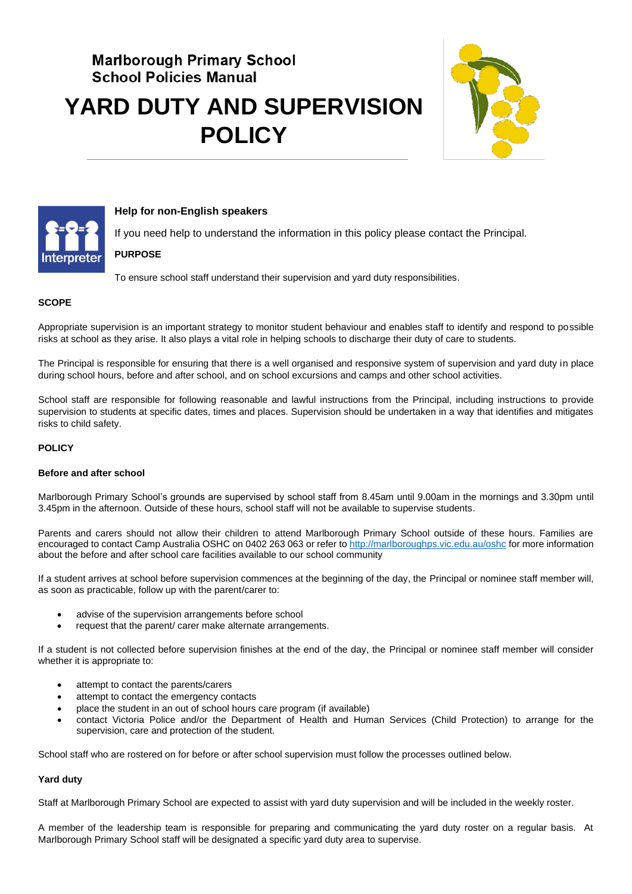**Marlborough Primary School**
**School Policies Manual**

# YARD DUTY AND SUPERVISION POLICY

**Help for non-English speakers**

If you need help to understand the information in this policy please contact the Principal.

**PURPOSE**

To ensure school staff understand their supervision and yard duty responsibilities.

## SCOPE

Appropriate supervision is an important strategy to monitor student behaviour and enables staff to identify and respond to possible risks at school as they arise. It also plays a vital role in helping schools to discharge their duty of care to students.

The Principal is responsible for ensuring that there is a well organised and responsive system of supervision and yard duty in place during school hours, before and after school, and on school excursions and camps and other school activities.

School staff are responsible for following reasonable and lawful instructions from the Principal, including instructions to provide supervision to students at specific dates, times and places. Supervision should be undertaken in a way that identifies and mitigates risks to child safety.

## POLICY

### Before and after school

Marlborough Primary School's grounds are supervised by school staff from 8.45am until 9.00am in the mornings and 3.30pm until 3.45pm in the afternoon. Outside of these hours, school staff will not be available to supervise students.

Parents and carers should not allow their children to attend Marlborough Primary School outside of these hours. Families are encouraged to contact Camp Australia OSHC on 0402 263 063 or refer to http://marlboroughps.vic.edu.au/oshc for more information about the before and after school care facilities available to our school community

If a student arrives at school before supervision commences at the beginning of the day, the Principal or nominee staff member will, as soon as practicable, follow up with the parent/carer to:

- advise of the supervision arrangements before school
- request that the parent/ carer make alternate arrangements.

If a student is not collected before supervision finishes at the end of the day, the Principal or nominee staff member will consider whether it is appropriate to:

- attempt to contact the parents/carers
- attempt to contact the emergency contacts
- place the student in an out of school hours care program (if available)
- contact Victoria Police and/or the Department of Health and Human Services (Child Protection) to arrange for the supervision, care and protection of the student.

School staff who are rostered on for before or after school supervision must follow the processes outlined below.

### Yard duty

Staff at Marlborough Primary School are expected to assist with yard duty supervision and will be included in the weekly roster.

A member of the leadership team is responsible for preparing and communicating the yard duty roster on a regular basis. At Marlborough Primary School staff will be designated a specific yard duty area to supervise.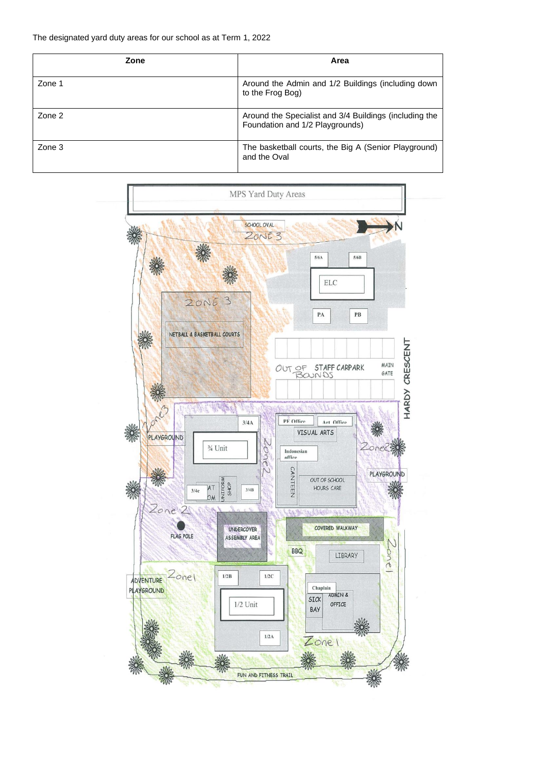The designated yard duty areas for our school as at Term 1, 2022

| Zone | Area |
|---|---|
| Zone 1 | Around the Admin and 1/2 Buildings (including down to the Frog Bog) |
| Zone 2 | Around the Specialist and 3/4 Buildings (including the Foundation and 1/2 Playgrounds) |
| Zone 3 | The basketball courts, the Big A (Senior Playground) and the Oval |

MPS Yard Duty Areas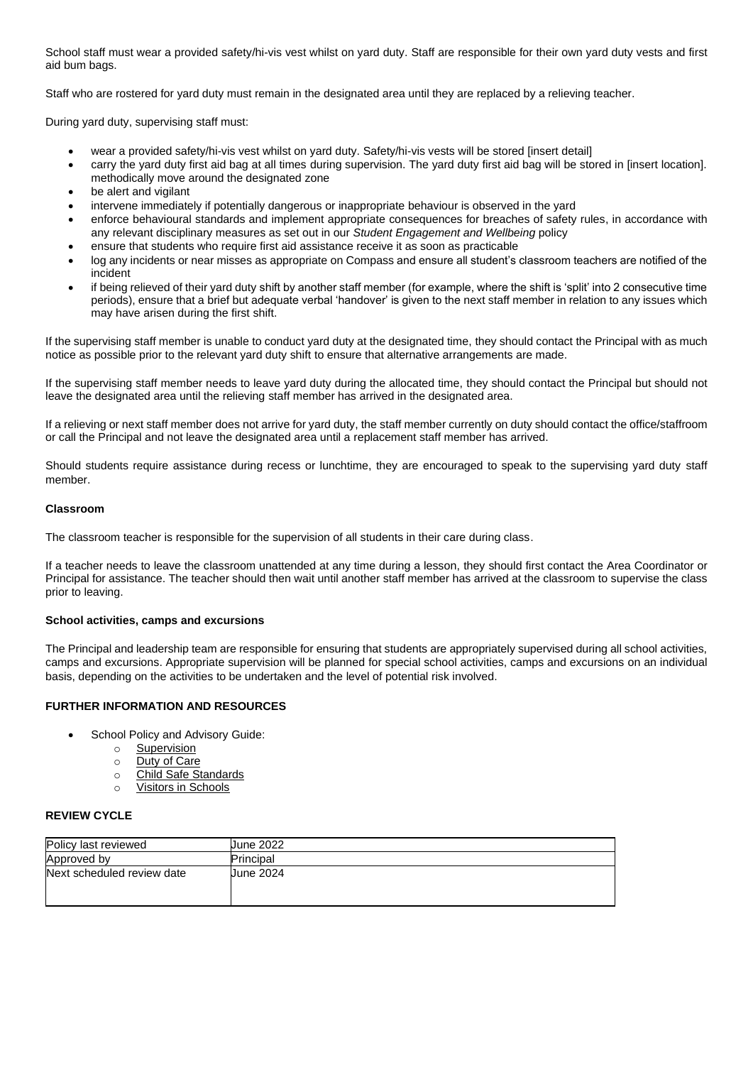School staff must wear a provided safety/hi-vis vest whilst on yard duty. Staff are responsible for their own yard duty vests and first aid bum bags.

Staff who are rostered for yard duty must remain in the designated area until they are replaced by a relieving teacher.

During yard duty, supervising staff must:

- wear a provided safety/hi-vis vest whilst on yard duty. Safety/hi-vis vests will be stored [insert detail]
- carry the yard duty first aid bag at all times during supervision. The yard duty first aid bag will be stored in [insert location]. methodically move around the designated zone
- be alert and vigilant
- intervene immediately if potentially dangerous or inappropriate behaviour is observed in the yard
- enforce behavioural standards and implement appropriate consequences for breaches of safety rules, in accordance with any relevant disciplinary measures as set out in our *Student Engagement and Wellbeing* policy
- ensure that students who require first aid assistance receive it as soon as practicable
- log any incidents or near misses as appropriate on Compass and ensure all student's classroom teachers are notified of the incident
- if being relieved of their yard duty shift by another staff member (for example, where the shift is 'split' into 2 consecutive time periods), ensure that a brief but adequate verbal 'handover' is given to the next staff member in relation to any issues which may have arisen during the first shift.

If the supervising staff member is unable to conduct yard duty at the designated time, they should contact the Principal with as much notice as possible prior to the relevant yard duty shift to ensure that alternative arrangements are made.

If the supervising staff member needs to leave yard duty during the allocated time, they should contact the Principal but should not leave the designated area until the relieving staff member has arrived in the designated area.

If a relieving or next staff member does not arrive for yard duty, the staff member currently on duty should contact the office/staffroom or call the Principal and not leave the designated area until a replacement staff member has arrived.

Should students require assistance during recess or lunchtime, they are encouraged to speak to the supervising yard duty staff member.

**Classroom**

The classroom teacher is responsible for the supervision of all students in their care during class.

If a teacher needs to leave the classroom unattended at any time during a lesson, they should first contact the Area Coordinator or Principal for assistance. The teacher should then wait until another staff member has arrived at the classroom to supervise the class prior to leaving.

**School activities, camps and excursions**

The Principal and leadership team are responsible for ensuring that students are appropriately supervised during all school activities, camps and excursions. Appropriate supervision will be planned for special school activities, camps and excursions on an individual basis, depending on the activities to be undertaken and the level of potential risk involved.

## FURTHER INFORMATION AND RESOURCES

- School Policy and Advisory Guide:
  - Supervision
  - Duty of Care
  - Child Safe Standards
  - Visitors in Schools

## REVIEW CYCLE

| | |
|---|---|
| Policy last reviewed | June 2022 |
| Approved by | Principal |
| Next scheduled review date | June 2024 |